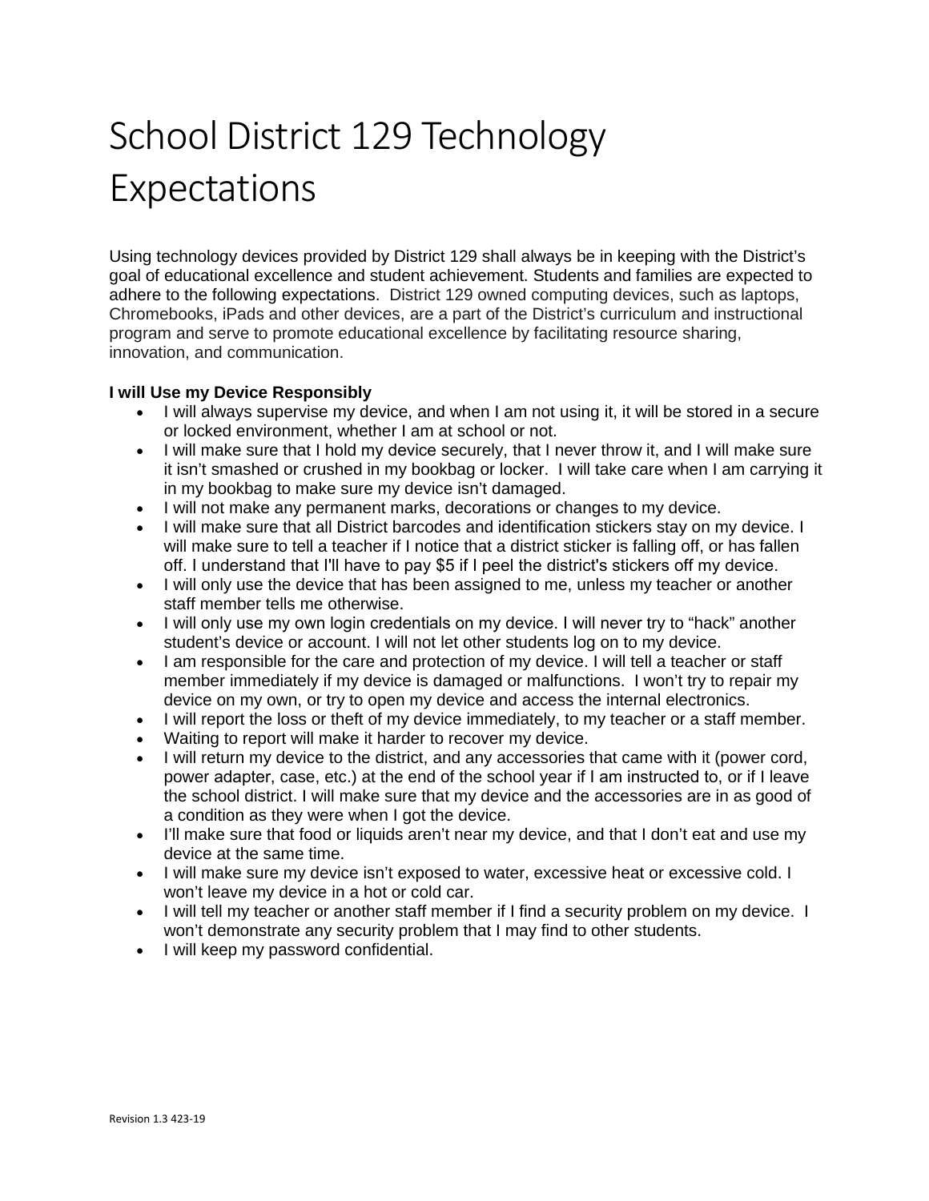# School District 129 Technology Expectations

Using technology devices provided by District 129 shall always be in keeping with the District's goal of educational excellence and student achievement. Students and families are expected to adhere to the following expectations. District 129 owned computing devices, such as laptops, Chromebooks, iPads and other devices, are a part of the District's curriculum and instructional program and serve to promote educational excellence by facilitating resource sharing, innovation, and communication.

**I will Use my Device Responsibly**

- I will always supervise my device, and when I am not using it, it will be stored in a secure or locked environment, whether I am at school or not.
- I will make sure that I hold my device securely, that I never throw it, and I will make sure it isn't smashed or crushed in my bookbag or locker. I will take care when I am carrying it in my bookbag to make sure my device isn't damaged.
- I will not make any permanent marks, decorations or changes to my device.
- I will make sure that all District barcodes and identification stickers stay on my device. I will make sure to tell a teacher if I notice that a district sticker is falling off, or has fallen off. I understand that I'll have to pay $5 if I peel the district's stickers off my device.
- I will only use the device that has been assigned to me, unless my teacher or another staff member tells me otherwise.
- I will only use my own login credentials on my device. I will never try to "hack" another student's device or account. I will not let other students log on to my device.
- I am responsible for the care and protection of my device. I will tell a teacher or staff member immediately if my device is damaged or malfunctions. I won't try to repair my device on my own, or try to open my device and access the internal electronics.
- I will report the loss or theft of my device immediately, to my teacher or a staff member.
- Waiting to report will make it harder to recover my device.
- I will return my device to the district, and any accessories that came with it (power cord, power adapter, case, etc.) at the end of the school year if I am instructed to, or if I leave the school district. I will make sure that my device and the accessories are in as good of a condition as they were when I got the device.
- I'll make sure that food or liquids aren't near my device, and that I don't eat and use my device at the same time.
- I will make sure my device isn't exposed to water, excessive heat or excessive cold. I won't leave my device in a hot or cold car.
- I will tell my teacher or another staff member if I find a security problem on my device. I won't demonstrate any security problem that I may find to other students.
- I will keep my password confidential.

Revision 1.3 423-19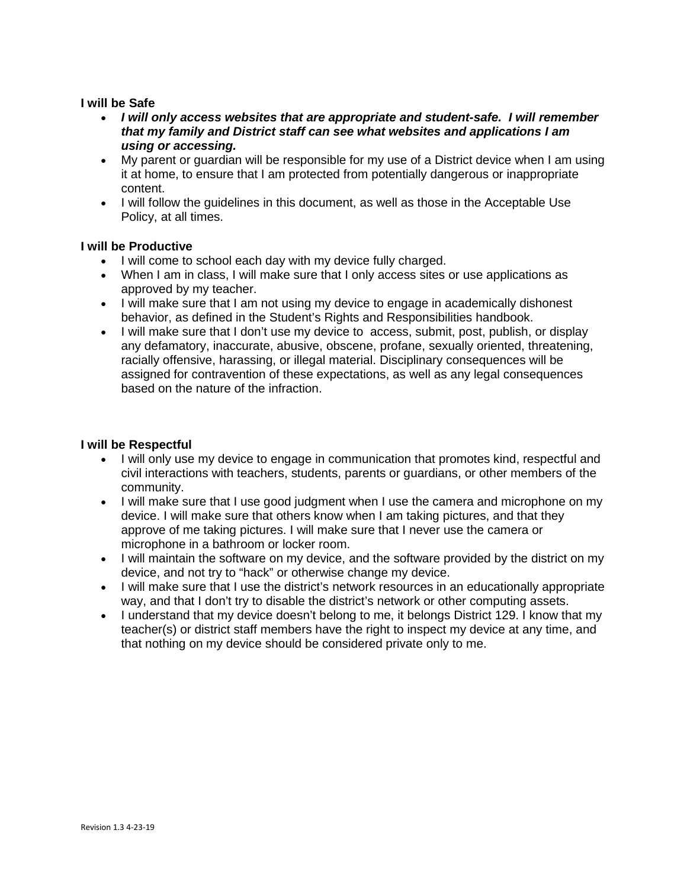**I will be Safe**

- ***I will only access websites that are appropriate and student-safe. I will remember that my family and District staff can see what websites and applications I am using or accessing.***
- My parent or guardian will be responsible for my use of a District device when I am using it at home, to ensure that I am protected from potentially dangerous or inappropriate content.
- I will follow the guidelines in this document, as well as those in the Acceptable Use Policy, at all times.

**I will be Productive**

- I will come to school each day with my device fully charged.
- When I am in class, I will make sure that I only access sites or use applications as approved by my teacher.
- I will make sure that I am not using my device to engage in academically dishonest behavior, as defined in the Student's Rights and Responsibilities handbook.
- I will make sure that I don't use my device to access, submit, post, publish, or display any defamatory, inaccurate, abusive, obscene, profane, sexually oriented, threatening, racially offensive, harassing, or illegal material. Disciplinary consequences will be assigned for contravention of these expectations, as well as any legal consequences based on the nature of the infraction.

**I will be Respectful**

- I will only use my device to engage in communication that promotes kind, respectful and civil interactions with teachers, students, parents or guardians, or other members of the community.
- I will make sure that I use good judgment when I use the camera and microphone on my device. I will make sure that others know when I am taking pictures, and that they approve of me taking pictures. I will make sure that I never use the camera or microphone in a bathroom or locker room.
- I will maintain the software on my device, and the software provided by the district on my device, and not try to "hack" or otherwise change my device.
- I will make sure that I use the district's network resources in an educationally appropriate way, and that I don't try to disable the district's network or other computing assets.
- I understand that my device doesn't belong to me, it belongs District 129. I know that my teacher(s) or district staff members have the right to inspect my device at any time, and that nothing on my device should be considered private only to me.

Revision 1.3 4-23-19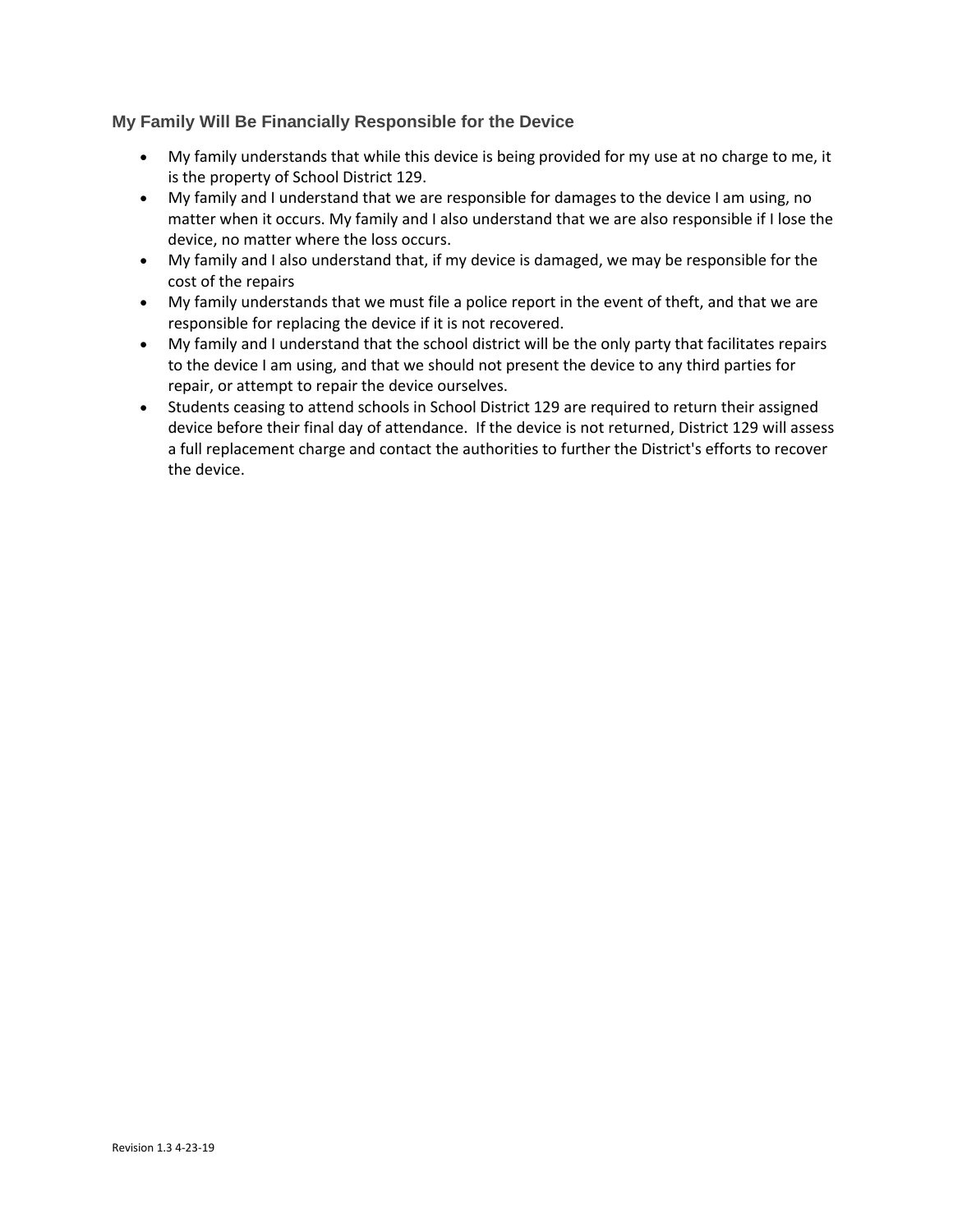### My Family Will Be Financially Responsible for the Device

- My family understands that while this device is being provided for my use at no charge to me, it is the property of School District 129.
- My family and I understand that we are responsible for damages to the device I am using, no matter when it occurs. My family and I also understand that we are also responsible if I lose the device, no matter where the loss occurs.
- My family and I also understand that, if my device is damaged, we may be responsible for the cost of the repairs
- My family understands that we must file a police report in the event of theft, and that we are responsible for replacing the device if it is not recovered.
- My family and I understand that the school district will be the only party that facilitates repairs to the device I am using, and that we should not present the device to any third parties for repair, or attempt to repair the device ourselves.
- Students ceasing to attend schools in School District 129 are required to return their assigned device before their final day of attendance. If the device is not returned, District 129 will assess a full replacement charge and contact the authorities to further the District's efforts to recover the device.

Revision 1.3 4-23-19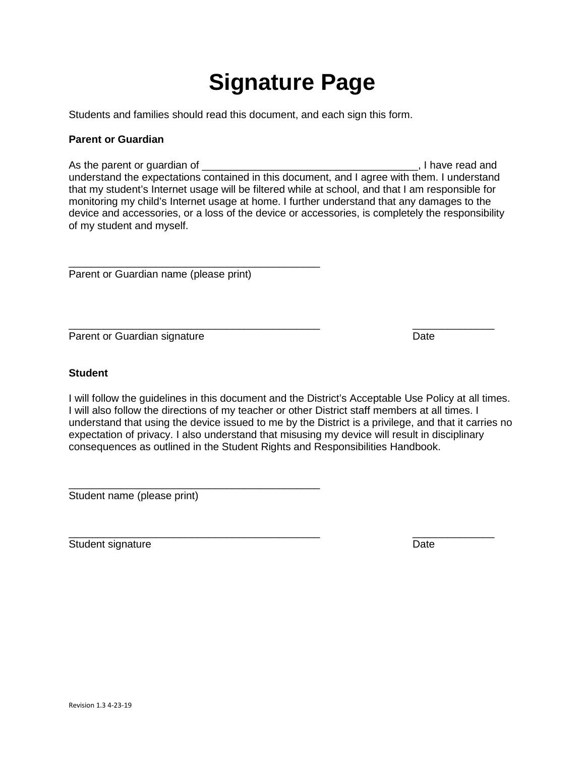# Signature Page

Students and families should read this document, and each sign this form.

**Parent or Guardian**

As the parent or guardian of ____________________________________, I have read and understand the expectations contained in this document, and I agree with them. I understand that my student's Internet usage will be filtered while at school, and that I am responsible for monitoring my child's Internet usage at home. I further understand that any damages to the device and accessories, or a loss of the device or accessories, is completely the responsibility of my student and myself.

__________________________________________
Parent or Guardian name (please print)

__________________________________________ ______________
Parent or Guardian signature Date

**Student**

I will follow the guidelines in this document and the District's Acceptable Use Policy at all times. I will also follow the directions of my teacher or other District staff members at all times. I understand that using the device issued to me by the District is a privilege, and that it carries no expectation of privacy. I also understand that misusing my device will result in disciplinary consequences as outlined in the Student Rights and Responsibilities Handbook.

__________________________________________
Student name (please print)

__________________________________________ ______________
Student signature Date

Revision 1.3 4-23-19